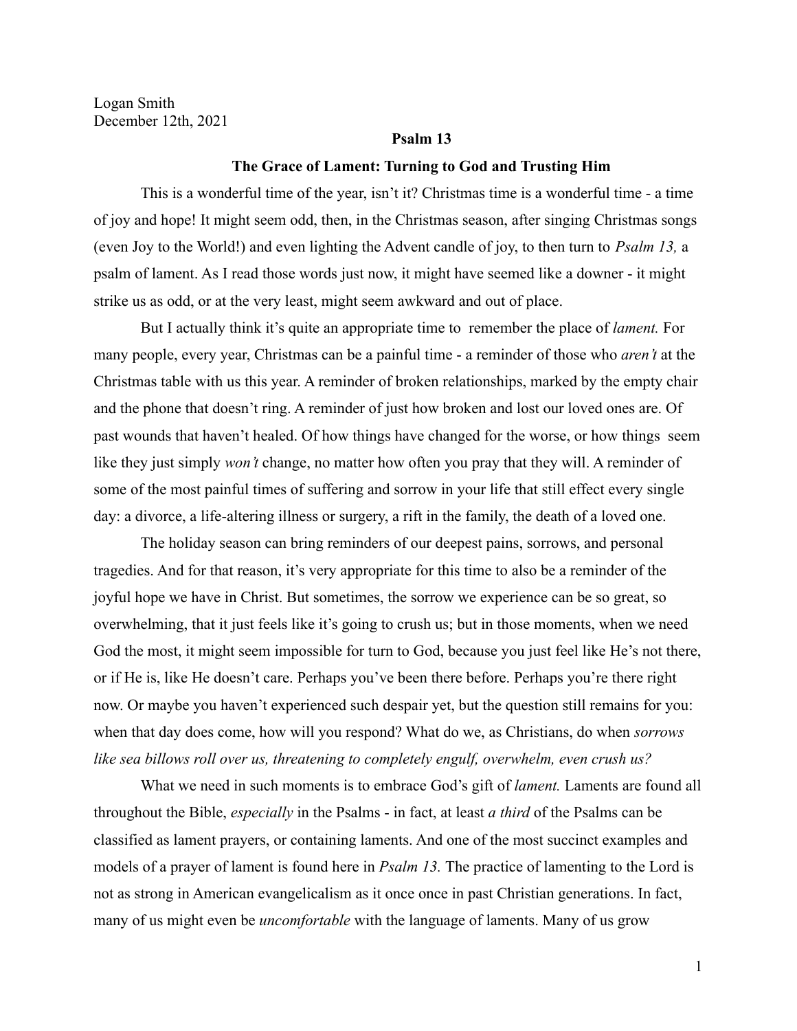Logan Smith
December 12th, 2021

**Psalm 13**

**The Grace of Lament: Turning to God and Trusting Him**

This is a wonderful time of the year, isn't it? Christmas time is a wonderful time - a time of joy and hope! It might seem odd, then, in the Christmas season, after singing Christmas songs (even Joy to the World!) and even lighting the Advent candle of joy, to then turn to *Psalm 13,* a psalm of lament. As I read those words just now, it might have seemed like a downer - it might strike us as odd, or at the very least, might seem awkward and out of place.

But I actually think it's quite an appropriate time to remember the place of *lament.* For many people, every year, Christmas can be a painful time - a reminder of those who *aren't* at the Christmas table with us this year. A reminder of broken relationships, marked by the empty chair and the phone that doesn't ring. A reminder of just how broken and lost our loved ones are. Of past wounds that haven't healed. Of how things have changed for the worse, or how things seem like they just simply *won't* change, no matter how often you pray that they will. A reminder of some of the most painful times of suffering and sorrow in your life that still effect every single day: a divorce, a life-altering illness or surgery, a rift in the family, the death of a loved one.

The holiday season can bring reminders of our deepest pains, sorrows, and personal tragedies. And for that reason, it's very appropriate for this time to also be a reminder of the joyful hope we have in Christ. But sometimes, the sorrow we experience can be so great, so overwhelming, that it just feels like it's going to crush us; but in those moments, when we need God the most, it might seem impossible for turn to God, because you just feel like He's not there, or if He is, like He doesn't care. Perhaps you've been there before. Perhaps you're there right now. Or maybe you haven't experienced such despair yet, but the question still remains for you: when that day does come, how will you respond? What do we, as Christians, do when *sorrows like sea billows roll over us, threatening to completely engulf, overwhelm, even crush us?*

What we need in such moments is to embrace God's gift of *lament.* Laments are found all throughout the Bible, *especially* in the Psalms - in fact, at least *a third* of the Psalms can be classified as lament prayers, or containing laments. And one of the most succinct examples and models of a prayer of lament is found here in *Psalm 13.* The practice of lamenting to the Lord is not as strong in American evangelicalism as it once once in past Christian generations. In fact, many of us might even be *uncomfortable* with the language of laments. Many of us grow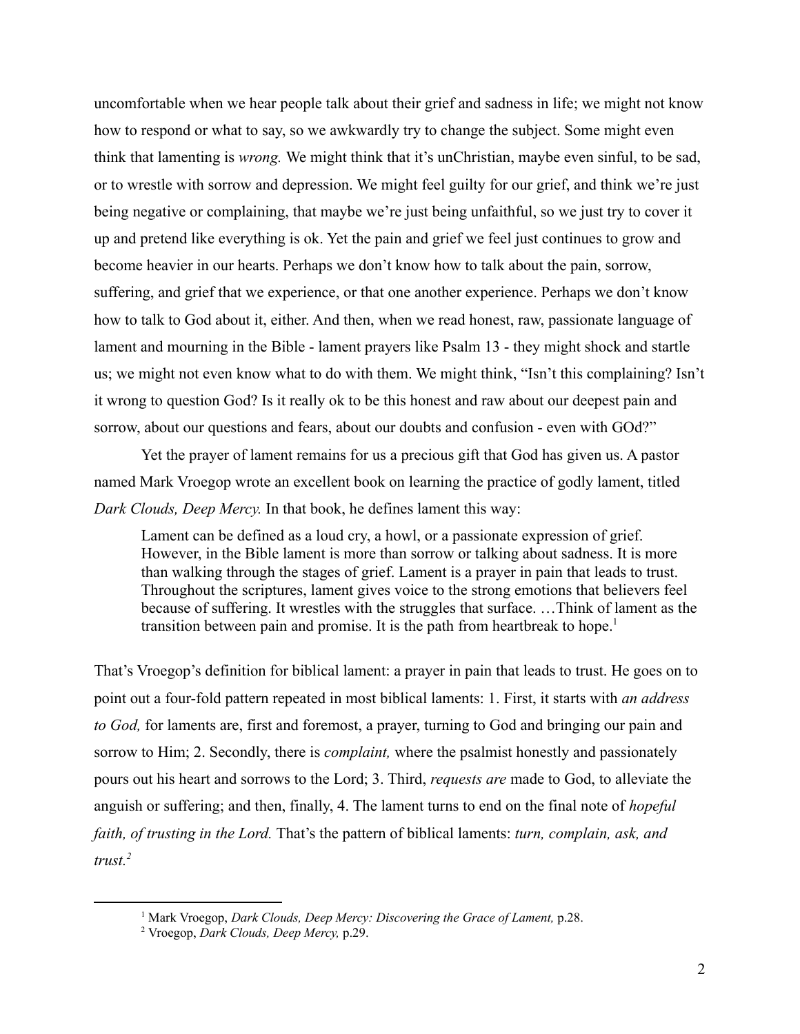uncomfortable when we hear people talk about their grief and sadness in life; we might not know how to respond or what to say, so we awkwardly try to change the subject. Some might even think that lamenting is *wrong.* We might think that it's unChristian, maybe even sinful, to be sad, or to wrestle with sorrow and depression. We might feel guilty for our grief, and think we're just being negative or complaining, that maybe we're just being unfaithful, so we just try to cover it up and pretend like everything is ok. Yet the pain and grief we feel just continues to grow and become heavier in our hearts. Perhaps we don't know how to talk about the pain, sorrow, suffering, and grief that we experience, or that one another experience. Perhaps we don't know how to talk to God about it, either. And then, when we read honest, raw, passionate language of lament and mourning in the Bible - lament prayers like Psalm 13 - they might shock and startle us; we might not even know what to do with them. We might think, "Isn't this complaining? Isn't it wrong to question God? Is it really ok to be this honest and raw about our deepest pain and sorrow, about our questions and fears, about our doubts and confusion - even with GOd?"

Yet the prayer of lament remains for us a precious gift that God has given us. A pastor named Mark Vroegop wrote an excellent book on learning the practice of godly lament, titled *Dark Clouds, Deep Mercy.* In that book, he defines lament this way:

> Lament can be defined as a loud cry, a howl, or a passionate expression of grief. However, in the Bible lament is more than sorrow or talking about sadness. It is more than walking through the stages of grief. Lament is a prayer in pain that leads to trust. Throughout the scriptures, lament gives voice to the strong emotions that believers feel because of suffering. It wrestles with the struggles that surface. …Think of lament as the transition between pain and promise. It is the path from heartbreak to hope.[1]

That's Vroegop's definition for biblical lament: a prayer in pain that leads to trust. He goes on to point out a four-fold pattern repeated in most biblical laments: 1. First, it starts with *an address to God,* for laments are, first and foremost, a prayer, turning to God and bringing our pain and sorrow to Him; 2. Secondly, there is *complaint,* where the psalmist honestly and passionately pours out his heart and sorrows to the Lord; 3. Third, *requests are* made to God, to alleviate the anguish or suffering; and then, finally, 4. The lament turns to end on the final note of *hopeful faith, of trusting in the Lord.* That's the pattern of biblical laments: *turn, complain, ask, and trust.*[2]

---

[1] Mark Vroegop, *Dark Clouds, Deep Mercy: Discovering the Grace of Lament,* p.28.

[2] Vroegop, *Dark Clouds, Deep Mercy,* p.29.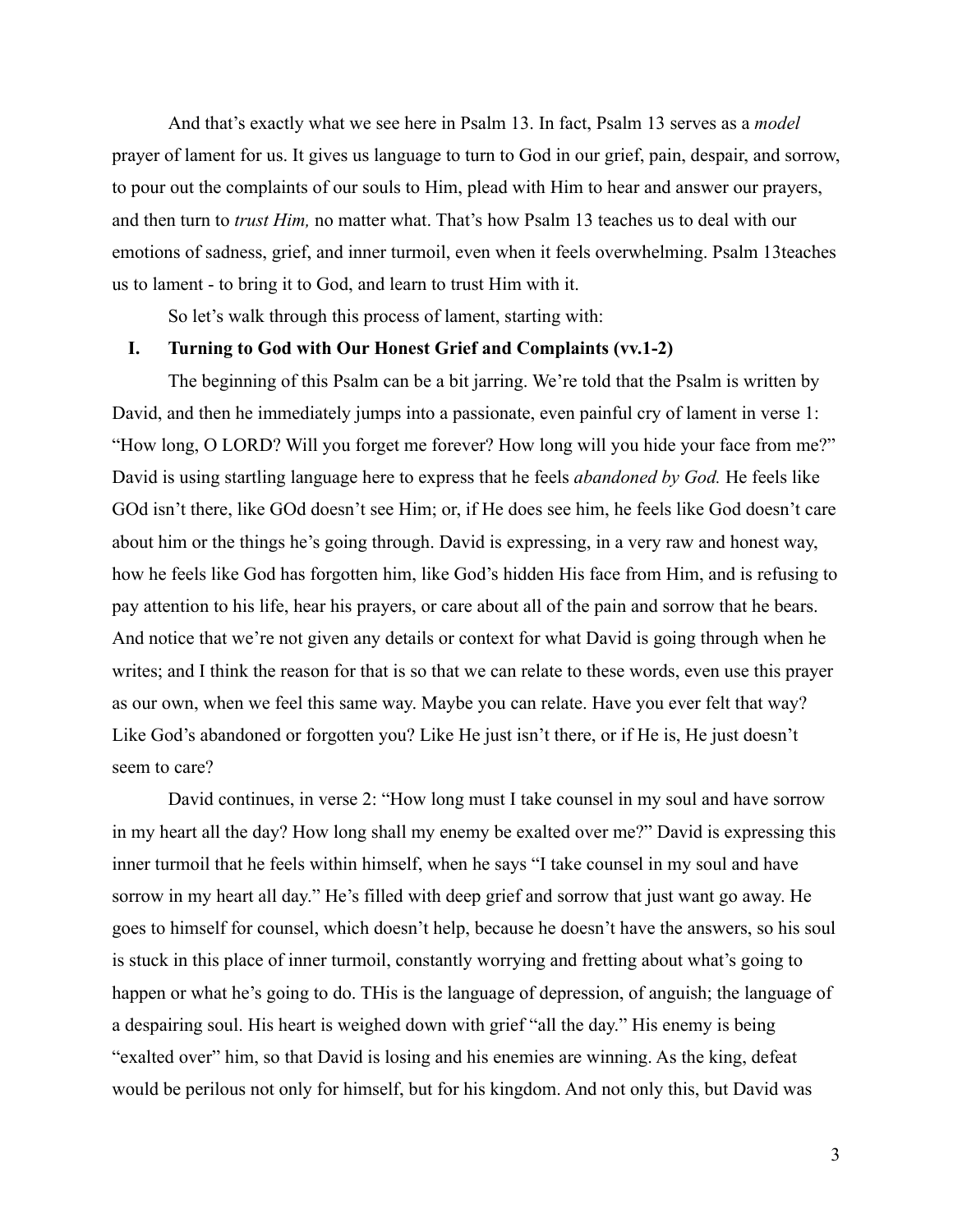And that's exactly what we see here in Psalm 13. In fact, Psalm 13 serves as a *model* prayer of lament for us. It gives us language to turn to God in our grief, pain, despair, and sorrow, to pour out the complaints of our souls to Him, plead with Him to hear and answer our prayers, and then turn to *trust Him,* no matter what. That's how Psalm 13 teaches us to deal with our emotions of sadness, grief, and inner turmoil, even when it feels overwhelming. Psalm 13teaches us to lament - to bring it to God, and learn to trust Him with it.

So let's walk through this process of lament, starting with:

**I. Turning to God with Our Honest Grief and Complaints (vv.1-2)**

The beginning of this Psalm can be a bit jarring. We're told that the Psalm is written by David, and then he immediately jumps into a passionate, even painful cry of lament in verse 1: "How long, O LORD? Will you forget me forever? How long will you hide your face from me?" David is using startling language here to express that he feels *abandoned by God.* He feels like GOd isn't there, like GOd doesn't see Him; or, if He does see him, he feels like God doesn't care about him or the things he's going through. David is expressing, in a very raw and honest way, how he feels like God has forgotten him, like God's hidden His face from Him, and is refusing to pay attention to his life, hear his prayers, or care about all of the pain and sorrow that he bears. And notice that we're not given any details or context for what David is going through when he writes; and I think the reason for that is so that we can relate to these words, even use this prayer as our own, when we feel this same way. Maybe you can relate. Have you ever felt that way? Like God's abandoned or forgotten you? Like He just isn't there, or if He is, He just doesn't seem to care?

David continues, in verse 2: "How long must I take counsel in my soul and have sorrow in my heart all the day? How long shall my enemy be exalted over me?" David is expressing this inner turmoil that he feels within himself, when he says "I take counsel in my soul and have sorrow in my heart all day." He's filled with deep grief and sorrow that just want go away. He goes to himself for counsel, which doesn't help, because he doesn't have the answers, so his soul is stuck in this place of inner turmoil, constantly worrying and fretting about what's going to happen or what he's going to do. THis is the language of depression, of anguish; the language of a despairing soul. His heart is weighed down with grief "all the day." His enemy is being "exalted over" him, so that David is losing and his enemies are winning. As the king, defeat would be perilous not only for himself, but for his kingdom. And not only this, but David was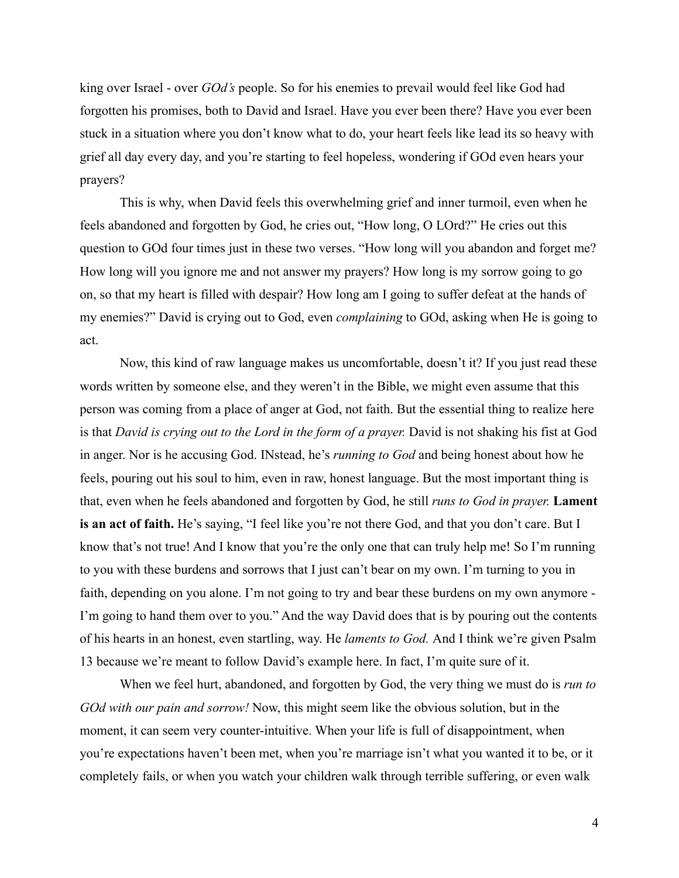king over Israel - over *GOd's* people. So for his enemies to prevail would feel like God had forgotten his promises, both to David and Israel. Have you ever been there? Have you ever been stuck in a situation where you don't know what to do, your heart feels like lead its so heavy with grief all day every day, and you're starting to feel hopeless, wondering if GOd even hears your prayers?

This is why, when David feels this overwhelming grief and inner turmoil, even when he feels abandoned and forgotten by God, he cries out, "How long, O LOrd?" He cries out this question to GOd four times just in these two verses. "How long will you abandon and forget me? How long will you ignore me and not answer my prayers? How long is my sorrow going to go on, so that my heart is filled with despair? How long am I going to suffer defeat at the hands of my enemies?" David is crying out to God, even *complaining* to GOd, asking when He is going to act.

Now, this kind of raw language makes us uncomfortable, doesn't it? If you just read these words written by someone else, and they weren't in the Bible, we might even assume that this person was coming from a place of anger at God, not faith. But the essential thing to realize here is that *David is crying out to the Lord in the form of a prayer.* David is not shaking his fist at God in anger. Nor is he accusing God. INstead, he's *running to God* and being honest about how he feels, pouring out his soul to him, even in raw, honest language. But the most important thing is that, even when he feels abandoned and forgotten by God, he still *runs to God in prayer.* **Lament is an act of faith.** He's saying, "I feel like you're not there God, and that you don't care. But I know that's not true! And I know that you're the only one that can truly help me! So I'm running to you with these burdens and sorrows that I just can't bear on my own. I'm turning to you in faith, depending on you alone. I'm not going to try and bear these burdens on my own anymore - I'm going to hand them over to you." And the way David does that is by pouring out the contents of his hearts in an honest, even startling, way. He *laments to God.* And I think we're given Psalm 13 because we're meant to follow David's example here. In fact, I'm quite sure of it.

When we feel hurt, abandoned, and forgotten by God, the very thing we must do is *run to GOd with our pain and sorrow!* Now, this might seem like the obvious solution, but in the moment, it can seem very counter-intuitive. When your life is full of disappointment, when you're expectations haven't been met, when you're marriage isn't what you wanted it to be, or it completely fails, or when you watch your children walk through terrible suffering, or even walk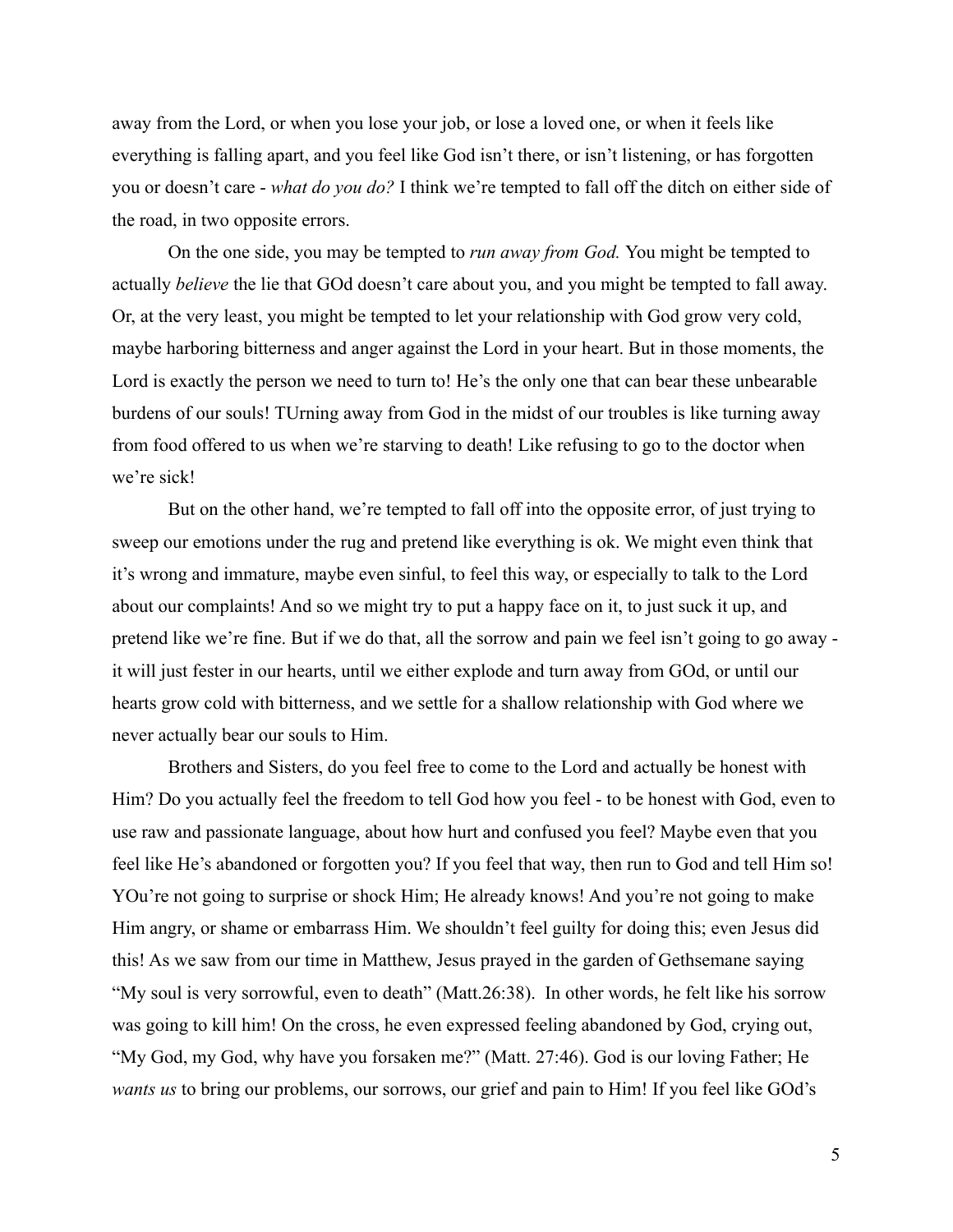away from the Lord, or when you lose your job, or lose a loved one, or when it feels like everything is falling apart, and you feel like God isn't there, or isn't listening, or has forgotten you or doesn't care - *what do you do?* I think we're tempted to fall off the ditch on either side of the road, in two opposite errors.

On the one side, you may be tempted to *run away from God.* You might be tempted to actually *believe* the lie that GOd doesn't care about you, and you might be tempted to fall away. Or, at the very least, you might be tempted to let your relationship with God grow very cold, maybe harboring bitterness and anger against the Lord in your heart. But in those moments, the Lord is exactly the person we need to turn to! He's the only one that can bear these unbearable burdens of our souls! TUrning away from God in the midst of our troubles is like turning away from food offered to us when we're starving to death! Like refusing to go to the doctor when we're sick!

But on the other hand, we're tempted to fall off into the opposite error, of just trying to sweep our emotions under the rug and pretend like everything is ok. We might even think that it's wrong and immature, maybe even sinful, to feel this way, or especially to talk to the Lord about our complaints! And so we might try to put a happy face on it, to just suck it up, and pretend like we're fine. But if we do that, all the sorrow and pain we feel isn't going to go away - it will just fester in our hearts, until we either explode and turn away from GOd, or until our hearts grow cold with bitterness, and we settle for a shallow relationship with God where we never actually bear our souls to Him.

Brothers and Sisters, do you feel free to come to the Lord and actually be honest with Him? Do you actually feel the freedom to tell God how you feel - to be honest with God, even to use raw and passionate language, about how hurt and confused you feel? Maybe even that you feel like He's abandoned or forgotten you? If you feel that way, then run to God and tell Him so! YOu're not going to surprise or shock Him; He already knows! And you're not going to make Him angry, or shame or embarrass Him. We shouldn't feel guilty for doing this; even Jesus did this! As we saw from our time in Matthew, Jesus prayed in the garden of Gethsemane saying "My soul is very sorrowful, even to death" (Matt.26:38). In other words, he felt like his sorrow was going to kill him! On the cross, he even expressed feeling abandoned by God, crying out, "My God, my God, why have you forsaken me?" (Matt. 27:46). God is our loving Father; He *wants us* to bring our problems, our sorrows, our grief and pain to Him! If you feel like GOd's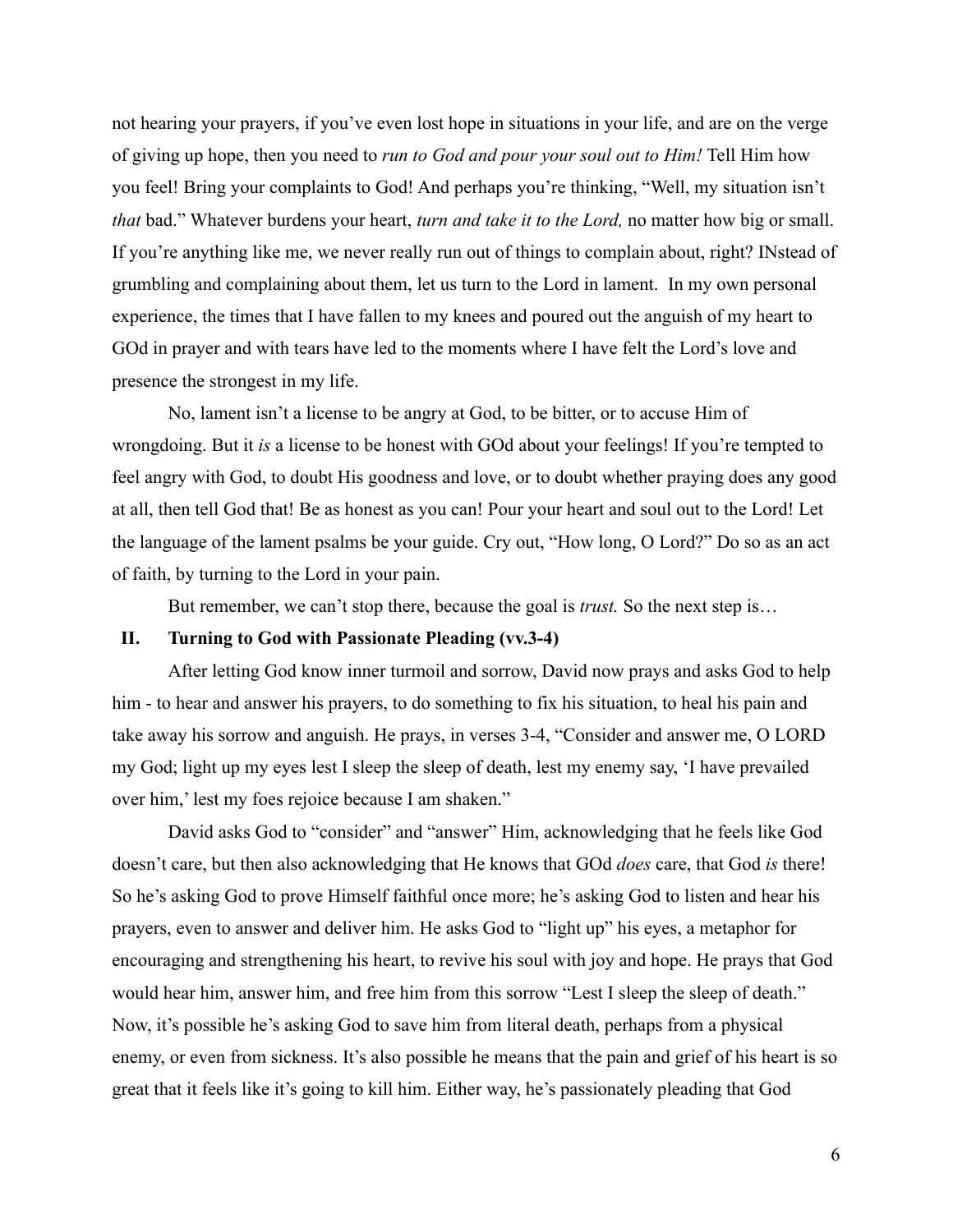not hearing your prayers, if you've even lost hope in situations in your life, and are on the verge of giving up hope, then you need to *run to God and pour your soul out to Him!* Tell Him how you feel! Bring your complaints to God! And perhaps you're thinking, "Well, my situation isn't *that* bad." Whatever burdens your heart, *turn and take it to the Lord,* no matter how big or small. If you're anything like me, we never really run out of things to complain about, right? INstead of grumbling and complaining about them, let us turn to the Lord in lament. In my own personal experience, the times that I have fallen to my knees and poured out the anguish of my heart to GOd in prayer and with tears have led to the moments where I have felt the Lord's love and presence the strongest in my life.

No, lament isn't a license to be angry at God, to be bitter, or to accuse Him of wrongdoing. But it *is* a license to be honest with GOd about your feelings! If you're tempted to feel angry with God, to doubt His goodness and love, or to doubt whether praying does any good at all, then tell God that! Be as honest as you can! Pour your heart and soul out to the Lord! Let the language of the lament psalms be your guide. Cry out, "How long, O Lord?" Do so as an act of faith, by turning to the Lord in your pain.

But remember, we can't stop there, because the goal is *trust.* So the next step is…

## II. Turning to God with Passionate Pleading (vv.3-4)

After letting God know inner turmoil and sorrow, David now prays and asks God to help him - to hear and answer his prayers, to do something to fix his situation, to heal his pain and take away his sorrow and anguish. He prays, in verses 3-4, "Consider and answer me, O LORD my God; light up my eyes lest I sleep the sleep of death, lest my enemy say, 'I have prevailed over him,' lest my foes rejoice because I am shaken."

David asks God to "consider" and "answer" Him, acknowledging that he feels like God doesn't care, but then also acknowledging that He knows that GOd *does* care, that God *is* there! So he's asking God to prove Himself faithful once more; he's asking God to listen and hear his prayers, even to answer and deliver him. He asks God to "light up" his eyes, a metaphor for encouraging and strengthening his heart, to revive his soul with joy and hope. He prays that God would hear him, answer him, and free him from this sorrow "Lest I sleep the sleep of death." Now, it's possible he's asking God to save him from literal death, perhaps from a physical enemy, or even from sickness. It's also possible he means that the pain and grief of his heart is so great that it feels like it's going to kill him. Either way, he's passionately pleading that God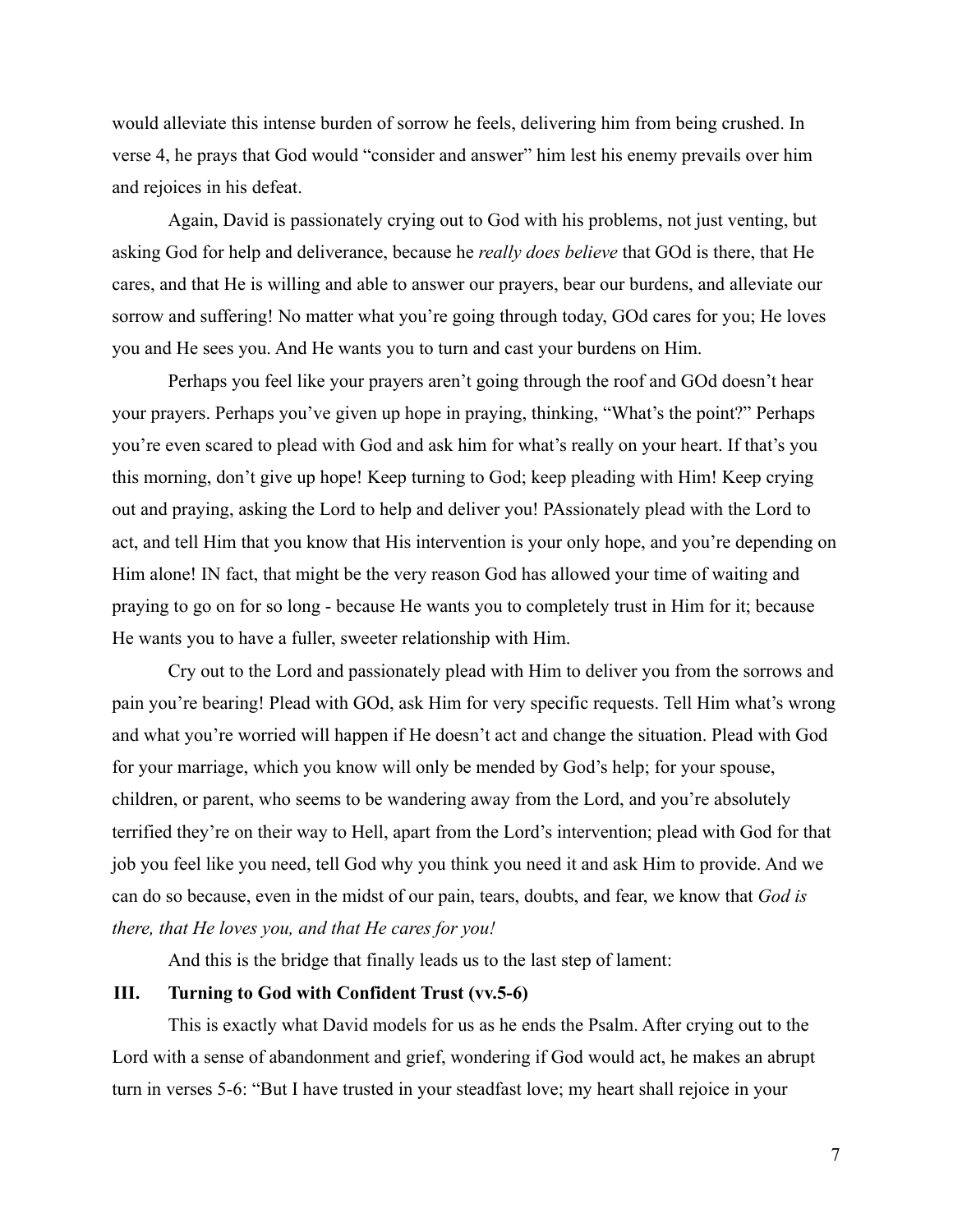would alleviate this intense burden of sorrow he feels, delivering him from being crushed. In verse 4, he prays that God would "consider and answer" him lest his enemy prevails over him and rejoices in his defeat.

Again, David is passionately crying out to God with his problems, not just venting, but asking God for help and deliverance, because he *really does believe* that GOd is there, that He cares, and that He is willing and able to answer our prayers, bear our burdens, and alleviate our sorrow and suffering! No matter what you're going through today, GOd cares for you; He loves you and He sees you. And He wants you to turn and cast your burdens on Him.

Perhaps you feel like your prayers aren't going through the roof and GOd doesn't hear your prayers. Perhaps you've given up hope in praying, thinking, "What's the point?" Perhaps you're even scared to plead with God and ask him for what's really on your heart. If that's you this morning, don't give up hope! Keep turning to God; keep pleading with Him! Keep crying out and praying, asking the Lord to help and deliver you! PAssionately plead with the Lord to act, and tell Him that you know that His intervention is your only hope, and you're depending on Him alone! IN fact, that might be the very reason God has allowed your time of waiting and praying to go on for so long - because He wants you to completely trust in Him for it; because He wants you to have a fuller, sweeter relationship with Him.

Cry out to the Lord and passionately plead with Him to deliver you from the sorrows and pain you're bearing! Plead with GOd, ask Him for very specific requests. Tell Him what's wrong and what you're worried will happen if He doesn't act and change the situation. Plead with God for your marriage, which you know will only be mended by God's help; for your spouse, children, or parent, who seems to be wandering away from the Lord, and you're absolutely terrified they're on their way to Hell, apart from the Lord's intervention; plead with God for that job you feel like you need, tell God why you think you need it and ask Him to provide. And we can do so because, even in the midst of our pain, tears, doubts, and fear, we know that *God is there, that He loves you, and that He cares for you!*

And this is the bridge that finally leads us to the last step of lament:

### III. Turning to God with Confident Trust (vv.5-6)

This is exactly what David models for us as he ends the Psalm. After crying out to the Lord with a sense of abandonment and grief, wondering if God would act, he makes an abrupt turn in verses 5-6: "But I have trusted in your steadfast love; my heart shall rejoice in your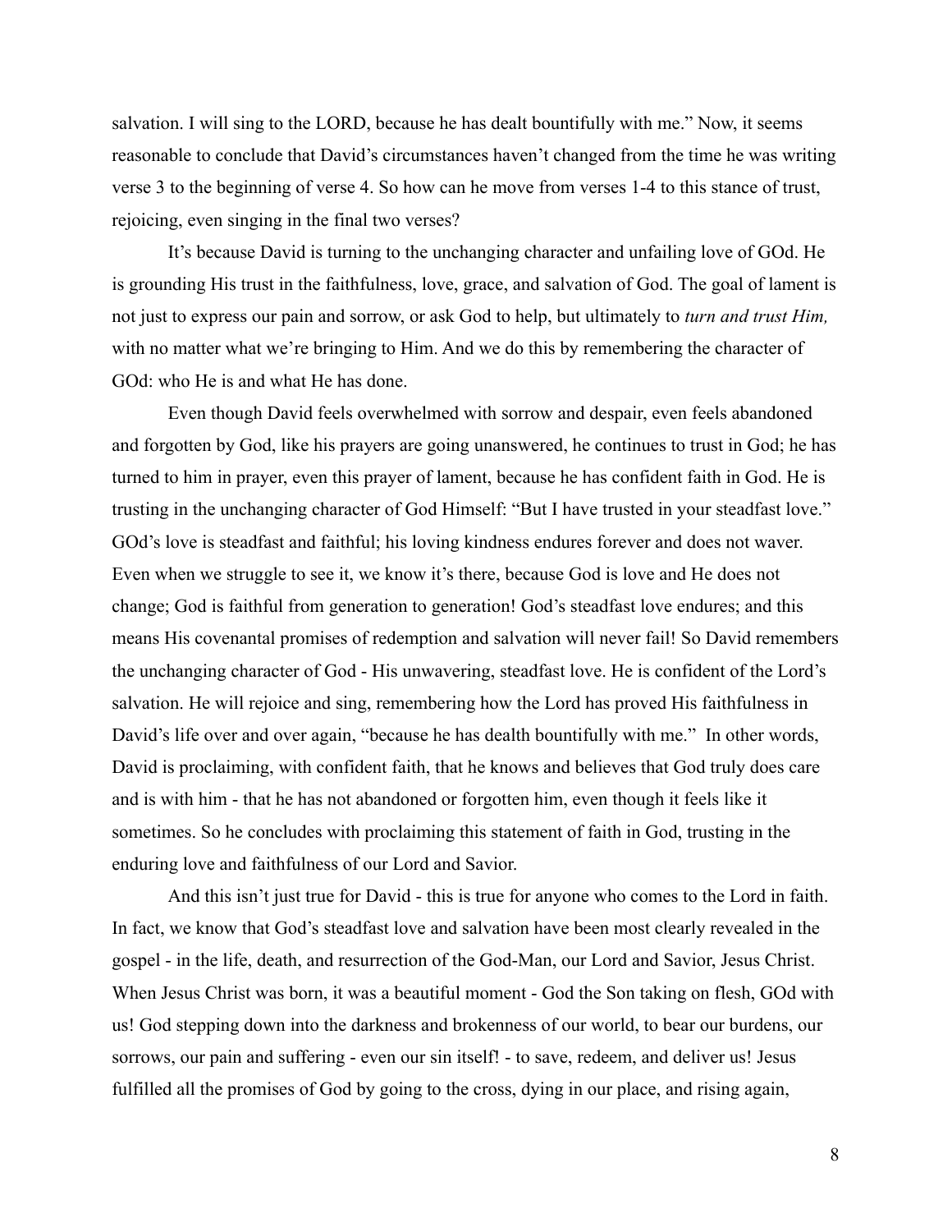salvation. I will sing to the LORD, because he has dealt bountifully with me." Now, it seems reasonable to conclude that David's circumstances haven't changed from the time he was writing verse 3 to the beginning of verse 4. So how can he move from verses 1-4 to this stance of trust, rejoicing, even singing in the final two verses?

It's because David is turning to the unchanging character and unfailing love of GOd. He is grounding His trust in the faithfulness, love, grace, and salvation of God. The goal of lament is not just to express our pain and sorrow, or ask God to help, but ultimately to *turn and trust Him,* with no matter what we're bringing to Him. And we do this by remembering the character of GOd: who He is and what He has done.

Even though David feels overwhelmed with sorrow and despair, even feels abandoned and forgotten by God, like his prayers are going unanswered, he continues to trust in God; he has turned to him in prayer, even this prayer of lament, because he has confident faith in God. He is trusting in the unchanging character of God Himself: "But I have trusted in your steadfast love." GOd's love is steadfast and faithful; his loving kindness endures forever and does not waver. Even when we struggle to see it, we know it's there, because God is love and He does not change; God is faithful from generation to generation! God's steadfast love endures; and this means His covenantal promises of redemption and salvation will never fail! So David remembers the unchanging character of God - His unwavering, steadfast love. He is confident of the Lord's salvation. He will rejoice and sing, remembering how the Lord has proved His faithfulness in David's life over and over again, "because he has dealth bountifully with me." In other words, David is proclaiming, with confident faith, that he knows and believes that God truly does care and is with him - that he has not abandoned or forgotten him, even though it feels like it sometimes. So he concludes with proclaiming this statement of faith in God, trusting in the enduring love and faithfulness of our Lord and Savior.

And this isn't just true for David - this is true for anyone who comes to the Lord in faith. In fact, we know that God's steadfast love and salvation have been most clearly revealed in the gospel - in the life, death, and resurrection of the God-Man, our Lord and Savior, Jesus Christ. When Jesus Christ was born, it was a beautiful moment - God the Son taking on flesh, GOd with us! God stepping down into the darkness and brokenness of our world, to bear our burdens, our sorrows, our pain and suffering - even our sin itself! - to save, redeem, and deliver us! Jesus fulfilled all the promises of God by going to the cross, dying in our place, and rising again,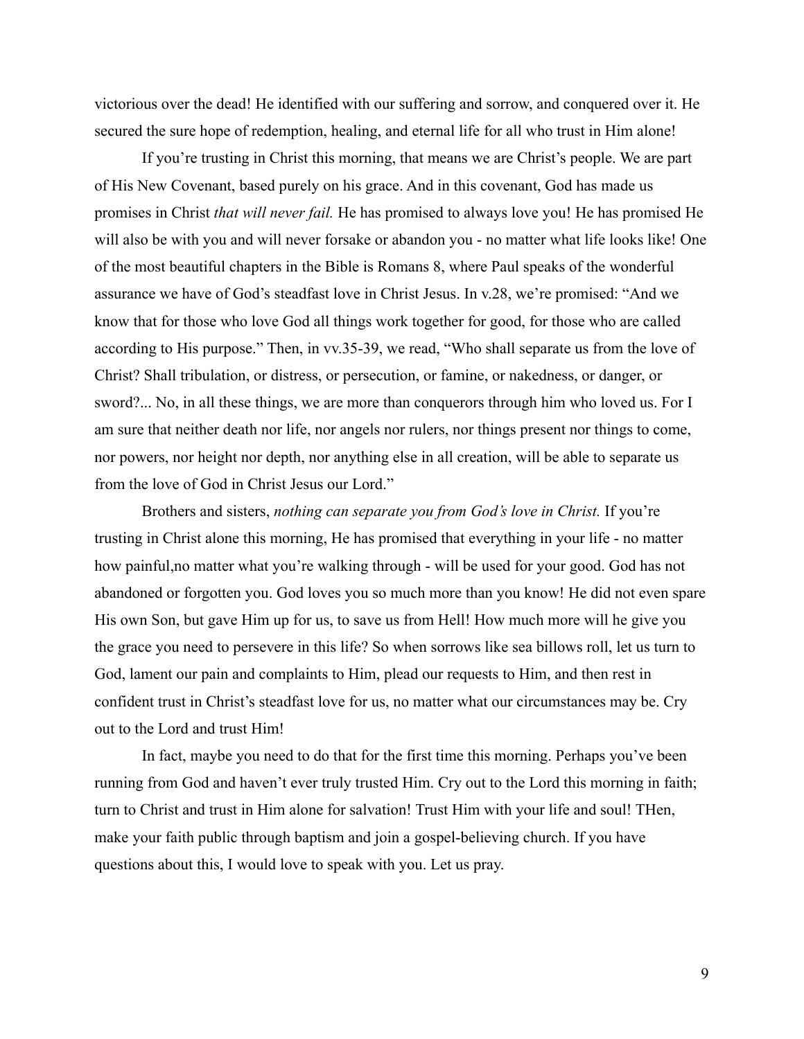victorious over the dead! He identified with our suffering and sorrow, and conquered over it. He secured the sure hope of redemption, healing, and eternal life for all who trust in Him alone!

If you're trusting in Christ this morning, that means we are Christ's people. We are part of His New Covenant, based purely on his grace. And in this covenant, God has made us promises in Christ *that will never fail.* He has promised to always love you! He has promised He will also be with you and will never forsake or abandon you - no matter what life looks like! One of the most beautiful chapters in the Bible is Romans 8, where Paul speaks of the wonderful assurance we have of God's steadfast love in Christ Jesus. In v.28, we're promised: "And we know that for those who love God all things work together for good, for those who are called according to His purpose." Then, in vv.35-39, we read, "Who shall separate us from the love of Christ? Shall tribulation, or distress, or persecution, or famine, or nakedness, or danger, or sword?... No, in all these things, we are more than conquerors through him who loved us. For I am sure that neither death nor life, nor angels nor rulers, nor things present nor things to come, nor powers, nor height nor depth, nor anything else in all creation, will be able to separate us from the love of God in Christ Jesus our Lord."

Brothers and sisters, *nothing can separate you from God's love in Christ.* If you're trusting in Christ alone this morning, He has promised that everything in your life - no matter how painful,no matter what you're walking through - will be used for your good. God has not abandoned or forgotten you. God loves you so much more than you know! He did not even spare His own Son, but gave Him up for us, to save us from Hell! How much more will he give you the grace you need to persevere in this life? So when sorrows like sea billows roll, let us turn to God, lament our pain and complaints to Him, plead our requests to Him, and then rest in confident trust in Christ's steadfast love for us, no matter what our circumstances may be. Cry out to the Lord and trust Him!

In fact, maybe you need to do that for the first time this morning. Perhaps you've been running from God and haven't ever truly trusted Him. Cry out to the Lord this morning in faith; turn to Christ and trust in Him alone for salvation! Trust Him with your life and soul! THen, make your faith public through baptism and join a gospel-believing church. If you have questions about this, I would love to speak with you. Let us pray.